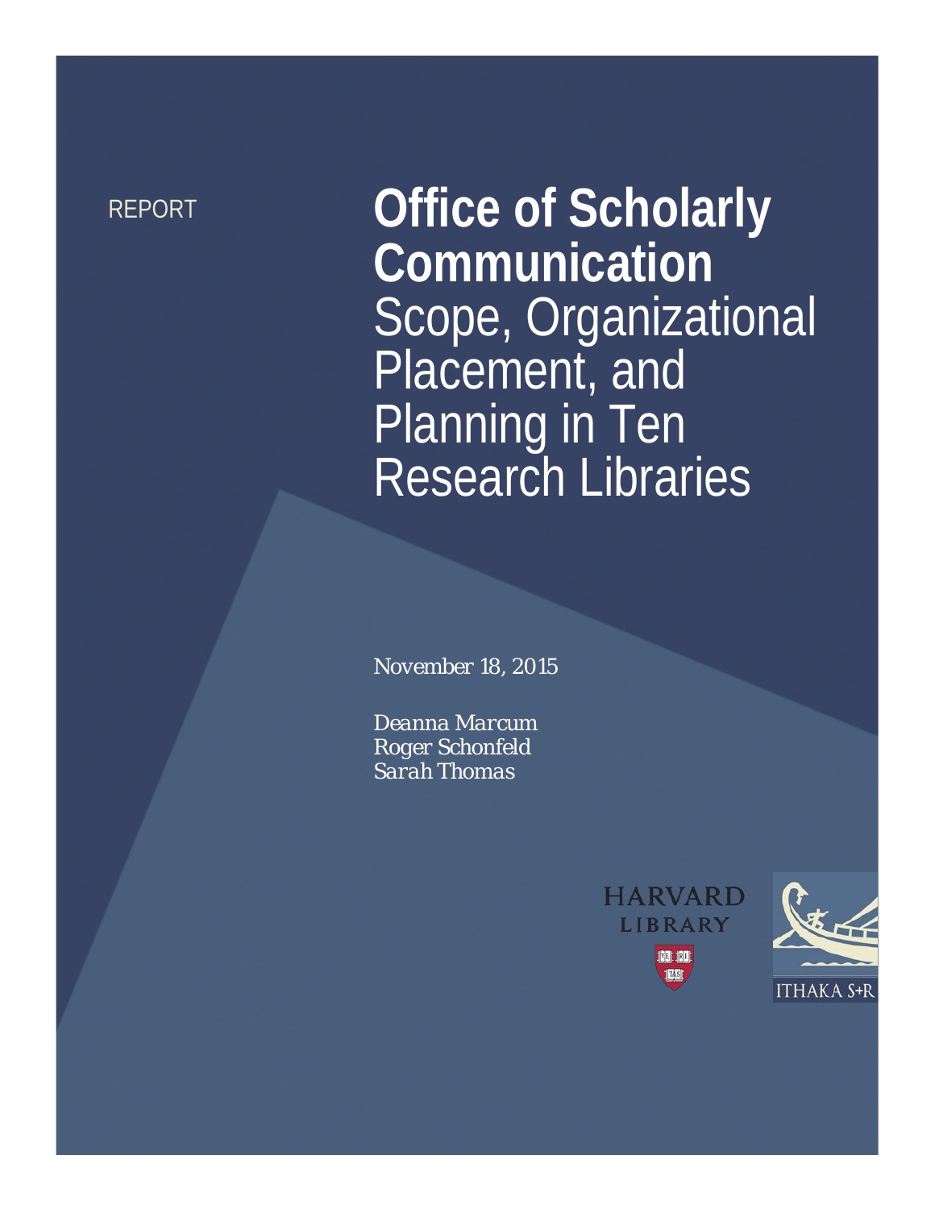REPORT

# Office of Scholarly Communication

## Scope, Organizational Placement, and Planning in Ten Research Libraries

*November 18, 2015*

*Deanna Marcum*
*Roger Schonfeld*
*Sarah Thomas*

HARVARD LIBRARY

ITHAKA S+R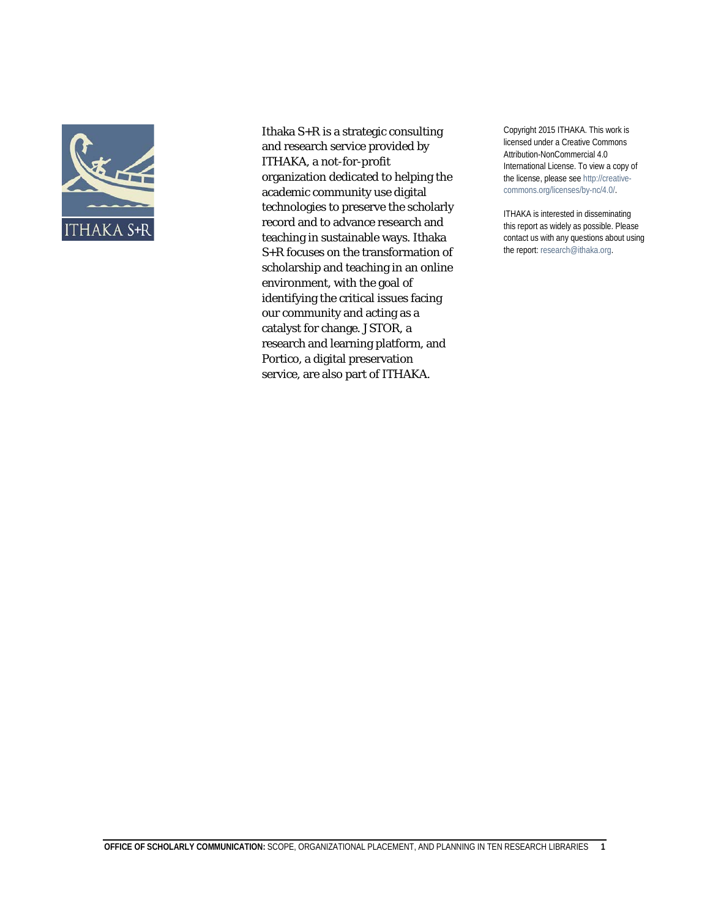Ithaka S+R is a strategic consulting and research service provided by ITHAKA, a not-for-profit organization dedicated to helping the academic community use digital technologies to preserve the scholarly record and to advance research and teaching in sustainable ways. Ithaka S+R focuses on the transformation of scholarship and teaching in an online environment, with the goal of identifying the critical issues facing our community and acting as a catalyst for change. JSTOR, a research and learning platform, and Portico, a digital preservation service, are also part of ITHAKA.

Copyright 2015 ITHAKA. This work is licensed under a Creative Commons Attribution-NonCommercial 4.0 International License. To view a copy of the license, please see http://creative-commons.org/licenses/by-nc/4.0/.

ITHAKA is interested in disseminating this report as widely as possible. Please contact us with any questions about using the report: research@ithaka.org.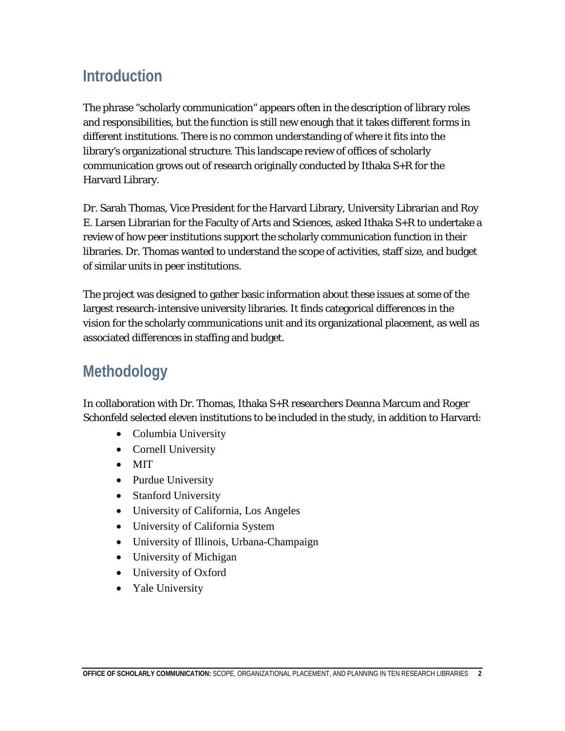## Introduction

The phrase "scholarly communication" appears often in the description of library roles and responsibilities, but the function is still new enough that it takes different forms in different institutions. There is no common understanding of where it fits into the library's organizational structure. This landscape review of offices of scholarly communication grows out of research originally conducted by Ithaka S+R for the Harvard Library.

Dr. Sarah Thomas, Vice President for the Harvard Library, University Librarian and Roy E. Larsen Librarian for the Faculty of Arts and Sciences, asked Ithaka S+R to undertake a review of how peer institutions support the scholarly communication function in their libraries. Dr. Thomas wanted to understand the scope of activities, staff size, and budget of similar units in peer institutions.

The project was designed to gather basic information about these issues at some of the largest research-intensive university libraries. It finds categorical differences in the vision for the scholarly communications unit and its organizational placement, as well as associated differences in staffing and budget.

## Methodology

In collaboration with Dr. Thomas, Ithaka S+R researchers Deanna Marcum and Roger Schonfeld selected eleven institutions to be included in the study, in addition to Harvard:

- Columbia University
- Cornell University
- MIT
- Purdue University
- Stanford University
- University of California, Los Angeles
- University of California System
- University of Illinois, Urbana-Champaign
- University of Michigan
- University of Oxford
- Yale University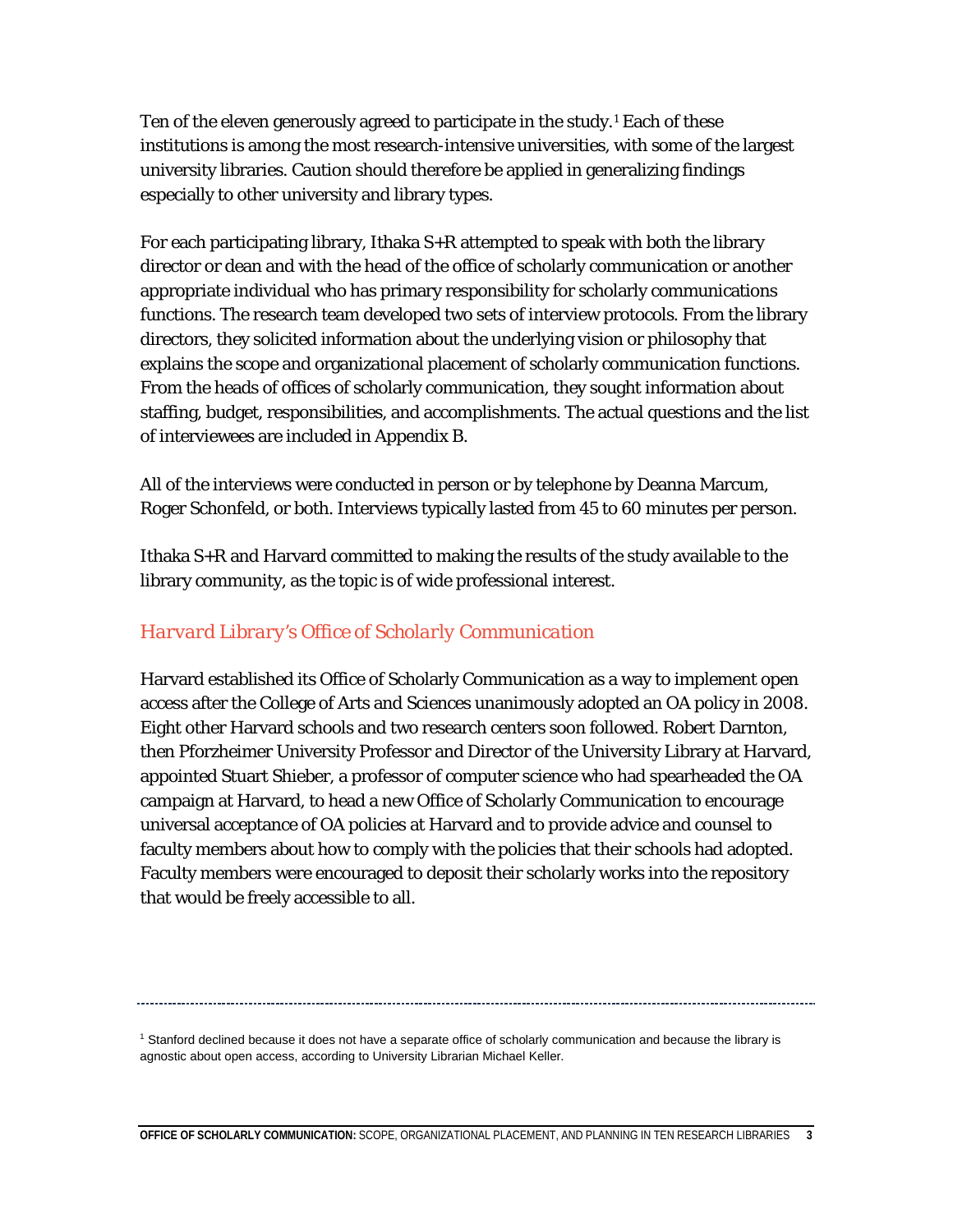Ten of the eleven generously agreed to participate in the study.[1] Each of these institutions is among the most research-intensive universities, with some of the largest university libraries. Caution should therefore be applied in generalizing findings especially to other university and library types.

For each participating library, Ithaka S+R attempted to speak with both the library director or dean and with the head of the office of scholarly communication or another appropriate individual who has primary responsibility for scholarly communications functions. The research team developed two sets of interview protocols. From the library directors, they solicited information about the underlying vision or philosophy that explains the scope and organizational placement of scholarly communication functions. From the heads of offices of scholarly communication, they sought information about staffing, budget, responsibilities, and accomplishments. The actual questions and the list of interviewees are included in Appendix B.

All of the interviews were conducted in person or by telephone by Deanna Marcum, Roger Schonfeld, or both. Interviews typically lasted from 45 to 60 minutes per person.

Ithaka S+R and Harvard committed to making the results of the study available to the library community, as the topic is of wide professional interest.

## *Harvard Library's Office of Scholarly Communication*

Harvard established its Office of Scholarly Communication as a way to implement open access after the College of Arts and Sciences unanimously adopted an OA policy in 2008. Eight other Harvard schools and two research centers soon followed. Robert Darnton, then Pforzheimer University Professor and Director of the University Library at Harvard, appointed Stuart Shieber, a professor of computer science who had spearheaded the OA campaign at Harvard, to head a new Office of Scholarly Communication to encourage universal acceptance of OA policies at Harvard and to provide advice and counsel to faculty members about how to comply with the policies that their schools had adopted. Faculty members were encouraged to deposit their scholarly works into the repository that would be freely accessible to all.

---

[1] Stanford declined because it does not have a separate office of scholarly communication and because the library is agnostic about open access, according to University Librarian Michael Keller.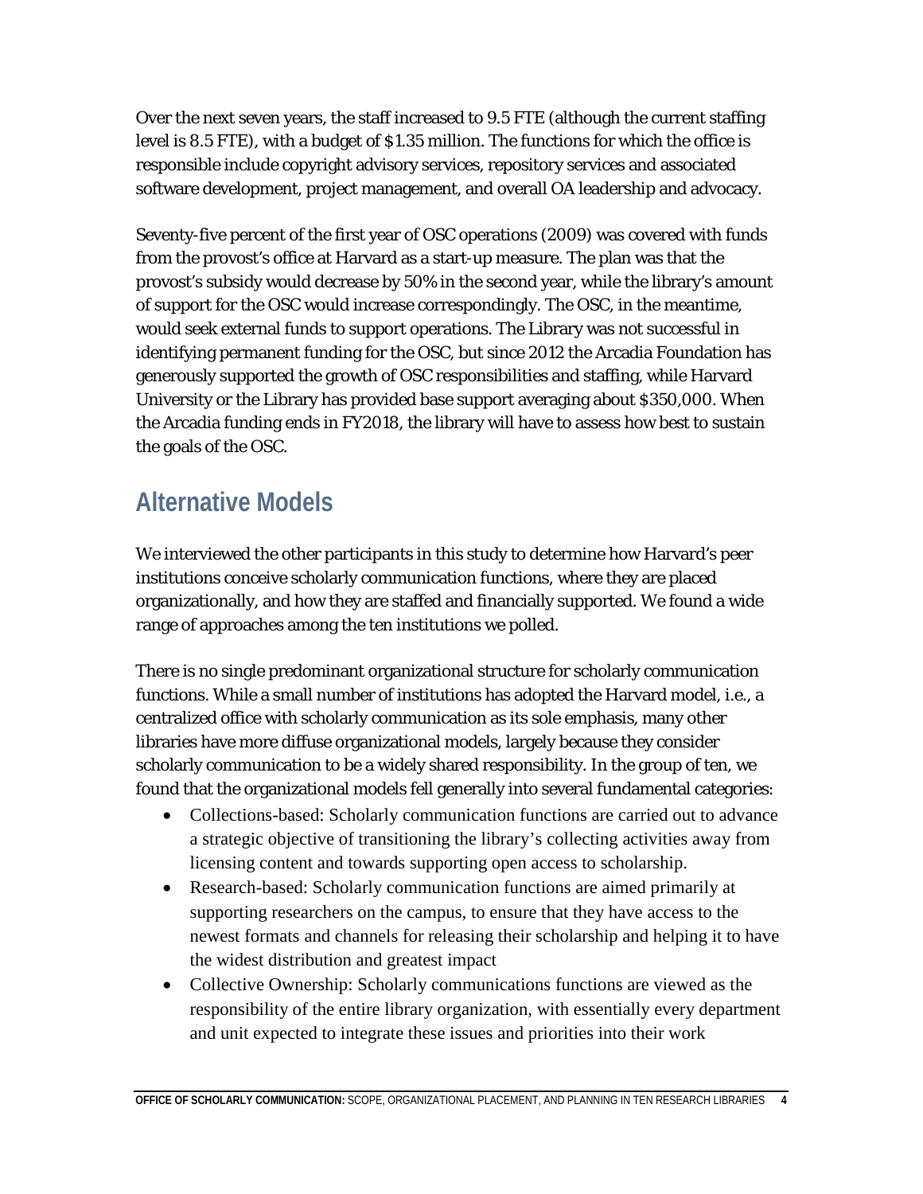Over the next seven years, the staff increased to 9.5 FTE (although the current staffing level is 8.5 FTE), with a budget of $1.35 million. The functions for which the office is responsible include copyright advisory services, repository services and associated software development, project management, and overall OA leadership and advocacy.

Seventy-five percent of the first year of OSC operations (2009) was covered with funds from the provost's office at Harvard as a start-up measure. The plan was that the provost's subsidy would decrease by 50% in the second year, while the library's amount of support for the OSC would increase correspondingly. The OSC, in the meantime, would seek external funds to support operations. The Library was not successful in identifying permanent funding for the OSC, but since 2012 the Arcadia Foundation has generously supported the growth of OSC responsibilities and staffing, while Harvard University or the Library has provided base support averaging about $350,000. When the Arcadia funding ends in FY2018, the library will have to assess how best to sustain the goals of the OSC.

## Alternative Models

We interviewed the other participants in this study to determine how Harvard's peer institutions conceive scholarly communication functions, where they are placed organizationally, and how they are staffed and financially supported. We found a wide range of approaches among the ten institutions we polled.

There is no single predominant organizational structure for scholarly communication functions. While a small number of institutions has adopted the Harvard model, i.e., a centralized office with scholarly communication as its sole emphasis, many other libraries have more diffuse organizational models, largely because they consider scholarly communication to be a widely shared responsibility. In the group of ten, we found that the organizational models fell generally into several fundamental categories:

- Collections-based: Scholarly communication functions are carried out to advance a strategic objective of transitioning the library's collecting activities away from licensing content and towards supporting open access to scholarship.
- Research-based: Scholarly communication functions are aimed primarily at supporting researchers on the campus, to ensure that they have access to the newest formats and channels for releasing their scholarship and helping it to have the widest distribution and greatest impact
- Collective Ownership: Scholarly communications functions are viewed as the responsibility of the entire library organization, with essentially every department and unit expected to integrate these issues and priorities into their work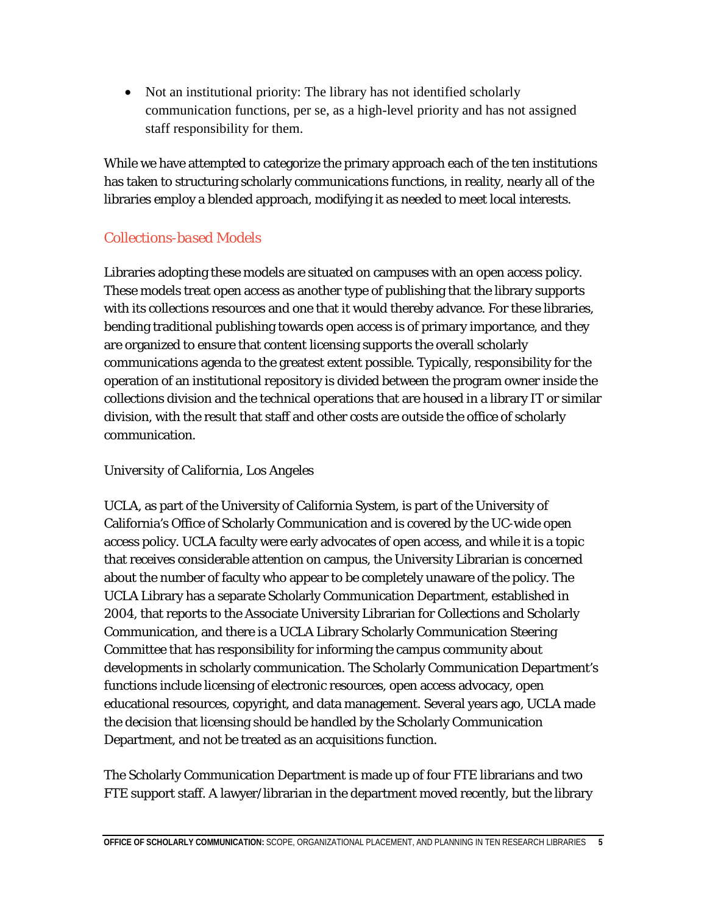- Not an institutional priority: The library has not identified scholarly communication functions, per se, as a high-level priority and has not assigned staff responsibility for them.

While we have attempted to categorize the primary approach each of the ten institutions has taken to structuring scholarly communications functions, in reality, nearly all of the libraries employ a blended approach, modifying it as needed to meet local interests.

## *Collections-based Models*

Libraries adopting these models are situated on campuses with an open access policy. These models treat open access as another type of publishing that the library supports with its collections resources and one that it would thereby advance. For these libraries, bending traditional publishing towards open access is of primary importance, and they are organized to ensure that content licensing supports the overall scholarly communications agenda to the greatest extent possible. Typically, responsibility for the operation of an institutional repository is divided between the program owner inside the collections division and the technical operations that are housed in a library IT or similar division, with the result that staff and other costs are outside the office of scholarly communication.

### *University of California, Los Angeles*

UCLA, as part of the University of California System, is part of the University of California's Office of Scholarly Communication and is covered by the UC-wide open access policy. UCLA faculty were early advocates of open access, and while it is a topic that receives considerable attention on campus, the University Librarian is concerned about the number of faculty who appear to be completely unaware of the policy. The UCLA Library has a separate Scholarly Communication Department, established in 2004, that reports to the Associate University Librarian for Collections and Scholarly Communication, and there is a UCLA Library Scholarly Communication Steering Committee that has responsibility for informing the campus community about developments in scholarly communication. The Scholarly Communication Department's functions include licensing of electronic resources, open access advocacy, open educational resources, copyright, and data management. Several years ago, UCLA made the decision that licensing should be handled by the Scholarly Communication Department, and not be treated as an acquisitions function.

The Scholarly Communication Department is made up of four FTE librarians and two FTE support staff. A lawyer/librarian in the department moved recently, but the library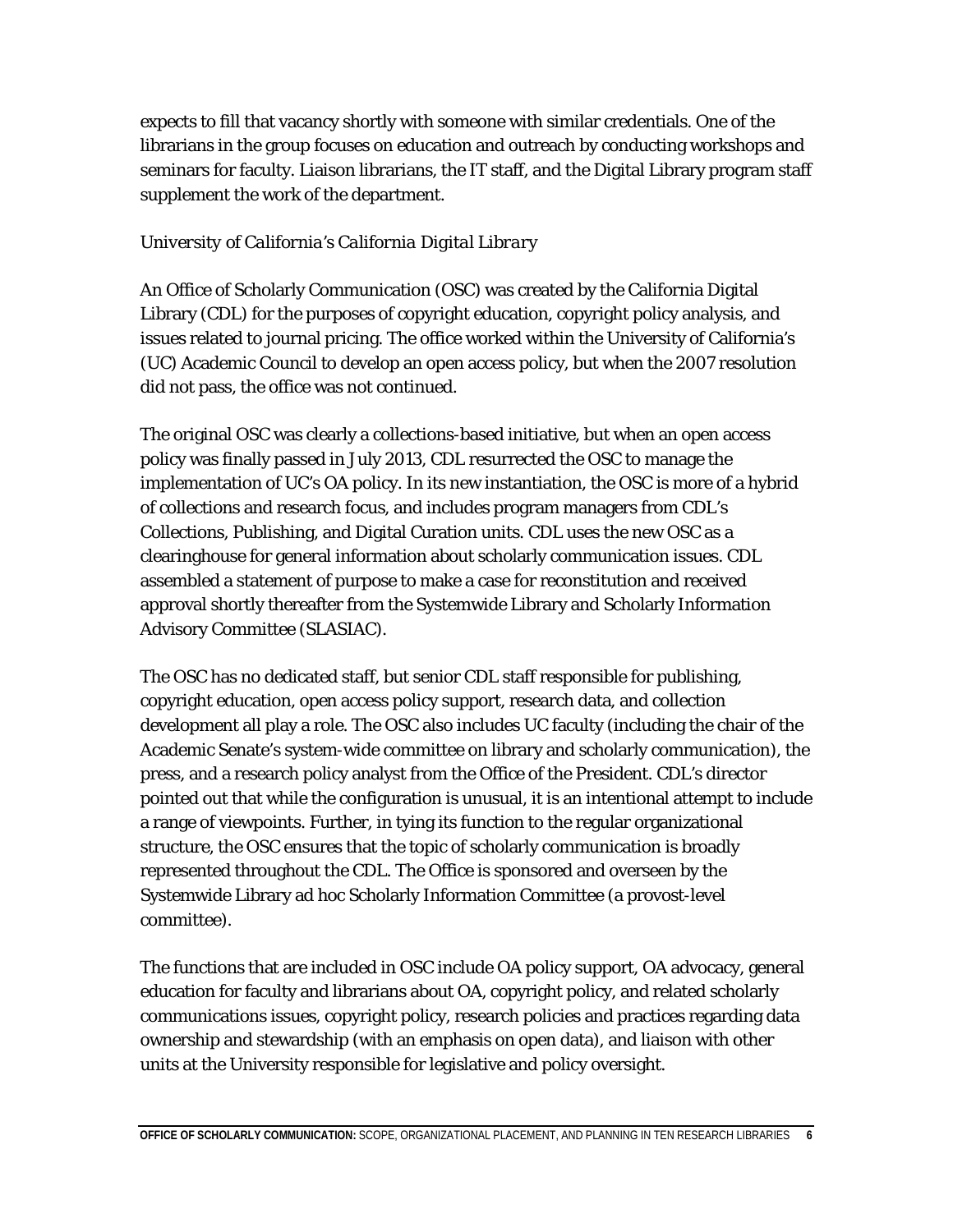expects to fill that vacancy shortly with someone with similar credentials. One of the librarians in the group focuses on education and outreach by conducting workshops and seminars for faculty. Liaison librarians, the IT staff, and the Digital Library program staff supplement the work of the department.

### *University of California's California Digital Library*

An Office of Scholarly Communication (OSC) was created by the California Digital Library (CDL) for the purposes of copyright education, copyright policy analysis, and issues related to journal pricing. The office worked within the University of California's (UC) Academic Council to develop an open access policy, but when the 2007 resolution did not pass, the office was not continued.

The original OSC was clearly a collections-based initiative, but when an open access policy was finally passed in July 2013, CDL resurrected the OSC to manage the implementation of UC's OA policy. In its new instantiation, the OSC is more of a hybrid of collections and research focus, and includes program managers from CDL's Collections, Publishing, and Digital Curation units. CDL uses the new OSC as a clearinghouse for general information about scholarly communication issues. CDL assembled a statement of purpose to make a case for reconstitution and received approval shortly thereafter from the Systemwide Library and Scholarly Information Advisory Committee (SLASIAC).

The OSC has no dedicated staff, but senior CDL staff responsible for publishing, copyright education, open access policy support, research data, and collection development all play a role. The OSC also includes UC faculty (including the chair of the Academic Senate's system-wide committee on library and scholarly communication), the press, and a research policy analyst from the Office of the President. CDL's director pointed out that while the configuration is unusual, it is an intentional attempt to include a range of viewpoints. Further, in tying its function to the regular organizational structure, the OSC ensures that the topic of scholarly communication is broadly represented throughout the CDL. The Office is sponsored and overseen by the Systemwide Library ad hoc Scholarly Information Committee (a provost-level committee).

The functions that are included in OSC include OA policy support, OA advocacy, general education for faculty and librarians about OA, copyright policy, and related scholarly communications issues, copyright policy, research policies and practices regarding data ownership and stewardship (with an emphasis on open data), and liaison with other units at the University responsible for legislative and policy oversight.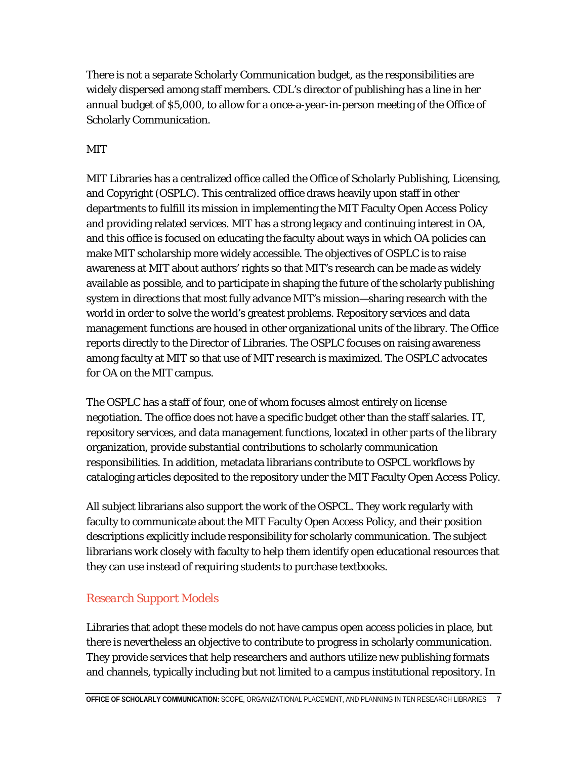There is not a separate Scholarly Communication budget, as the responsibilities are widely dispersed among staff members. CDL's director of publishing has a line in her annual budget of $5,000, to allow for a once-a-year-in-person meeting of the Office of Scholarly Communication.

MIT

MIT Libraries has a centralized office called the Office of Scholarly Publishing, Licensing, and Copyright (OSPLC). This centralized office draws heavily upon staff in other departments to fulfill its mission in implementing the MIT Faculty Open Access Policy and providing related services. MIT has a strong legacy and continuing interest in OA, and this office is focused on educating the faculty about ways in which OA policies can make MIT scholarship more widely accessible. The objectives of OSPLC is to raise awareness at MIT about authors' rights so that MIT's research can be made as widely available as possible, and to participate in shaping the future of the scholarly publishing system in directions that most fully advance MIT's mission—sharing research with the world in order to solve the world's greatest problems. Repository services and data management functions are housed in other organizational units of the library. The Office reports directly to the Director of Libraries. The OSPLC focuses on raising awareness among faculty at MIT so that use of MIT research is maximized. The OSPLC advocates for OA on the MIT campus.

The OSPLC has a staff of four, one of whom focuses almost entirely on license negotiation. The office does not have a specific budget other than the staff salaries. IT, repository services, and data management functions, located in other parts of the library organization, provide substantial contributions to scholarly communication responsibilities. In addition, metadata librarians contribute to OSPCL workflows by cataloging articles deposited to the repository under the MIT Faculty Open Access Policy.

All subject librarians also support the work of the OSPCL. They work regularly with faculty to communicate about the MIT Faculty Open Access Policy, and their position descriptions explicitly include responsibility for scholarly communication. The subject librarians work closely with faculty to help them identify open educational resources that they can use instead of requiring students to purchase textbooks.

### *Research Support Models*

Libraries that adopt these models do not have campus open access policies in place, but there is nevertheless an objective to contribute to progress in scholarly communication. They provide services that help researchers and authors utilize new publishing formats and channels, typically including but not limited to a campus institutional repository. In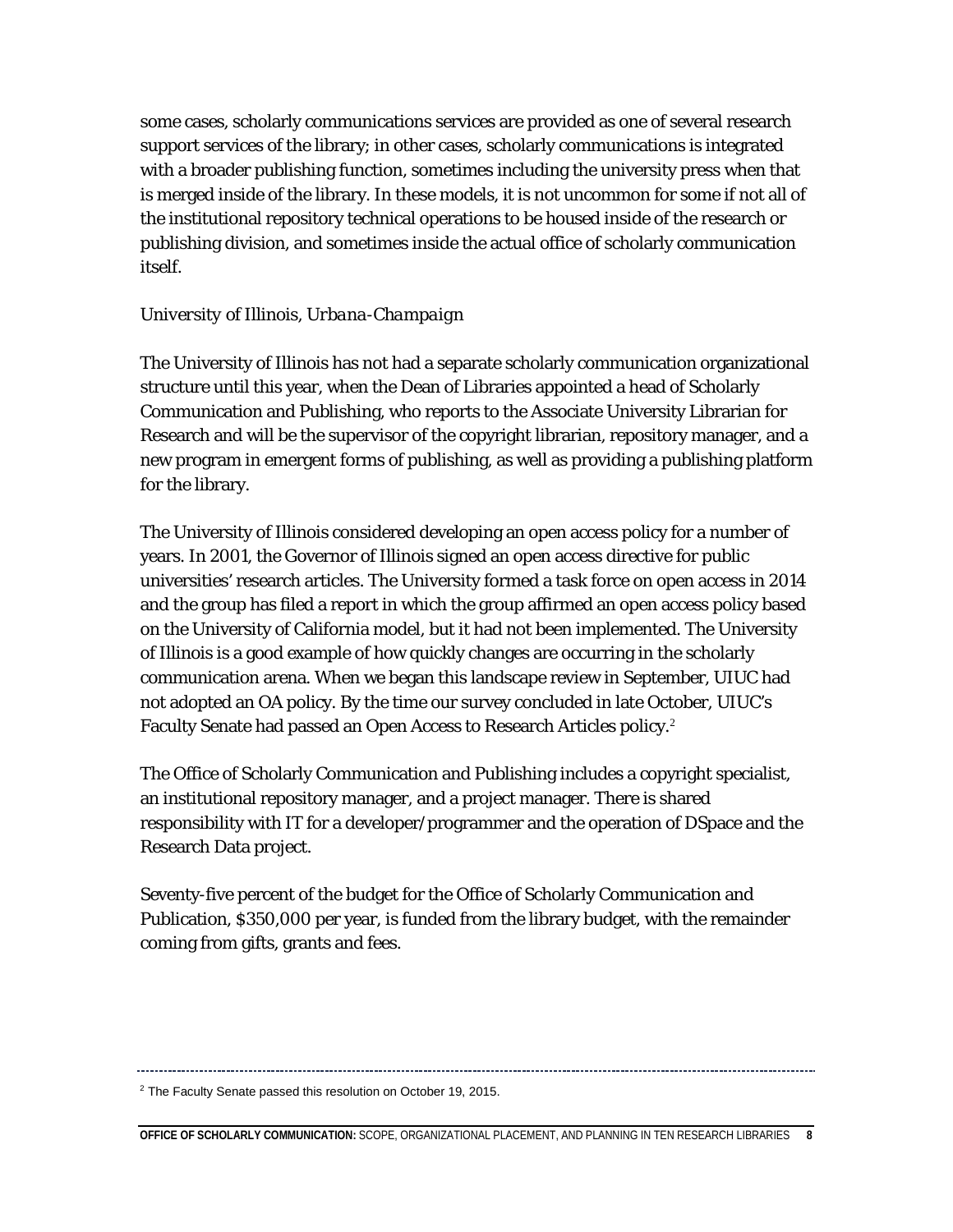some cases, scholarly communications services are provided as one of several research support services of the library; in other cases, scholarly communications is integrated with a broader publishing function, sometimes including the university press when that is merged inside of the library. In these models, it is not uncommon for some if not all of the institutional repository technical operations to be housed inside of the research or publishing division, and sometimes inside the actual office of scholarly communication itself.

*University of Illinois, Urbana-Champaign*

The University of Illinois has not had a separate scholarly communication organizational structure until this year, when the Dean of Libraries appointed a head of Scholarly Communication and Publishing, who reports to the Associate University Librarian for Research and will be the supervisor of the copyright librarian, repository manager, and a new program in emergent forms of publishing, as well as providing a publishing platform for the library.

The University of Illinois considered developing an open access policy for a number of years. In 2001, the Governor of Illinois signed an open access directive for public universities' research articles. The University formed a task force on open access in 2014 and the group has filed a report in which the group affirmed an open access policy based on the University of California model, but it had not been implemented. The University of Illinois is a good example of how quickly changes are occurring in the scholarly communication arena. When we began this landscape review in September, UIUC had not adopted an OA policy. By the time our survey concluded in late October, UIUC's Faculty Senate had passed an Open Access to Research Articles policy.[2]

The Office of Scholarly Communication and Publishing includes a copyright specialist, an institutional repository manager, and a project manager. There is shared responsibility with IT for a developer/programmer and the operation of DSpace and the Research Data project.

Seventy-five percent of the budget for the Office of Scholarly Communication and Publication, $350,000 per year, is funded from the library budget, with the remainder coming from gifts, grants and fees.

---

[2] The Faculty Senate passed this resolution on October 19, 2015.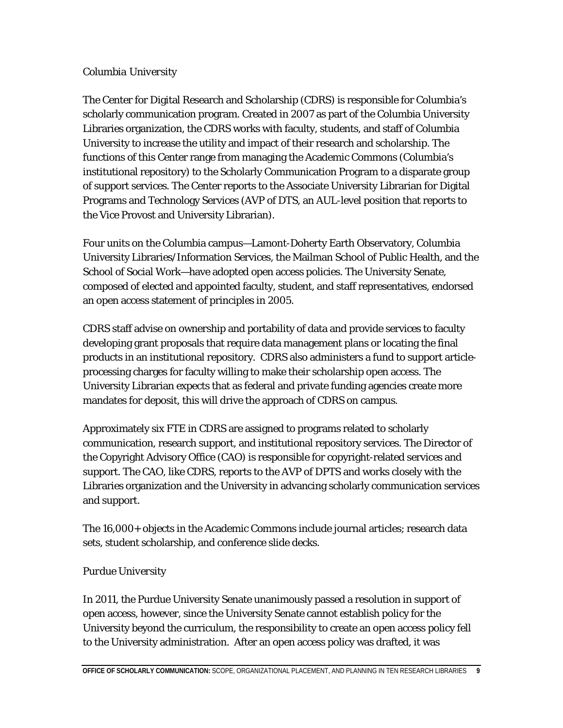### *Columbia University*

The Center for Digital Research and Scholarship (CDRS) is responsible for Columbia's scholarly communication program. Created in 2007 as part of the Columbia University Libraries organization, the CDRS works with faculty, students, and staff of Columbia University to increase the utility and impact of their research and scholarship. The functions of this Center range from managing the Academic Commons (Columbia's institutional repository) to the Scholarly Communication Program to a disparate group of support services. The Center reports to the Associate University Librarian for Digital Programs and Technology Services (AVP of DTS, an AUL-level position that reports to the Vice Provost and University Librarian).

Four units on the Columbia campus—Lamont-Doherty Earth Observatory, Columbia University Libraries/Information Services, the Mailman School of Public Health, and the School of Social Work—have adopted open access policies. The University Senate, composed of elected and appointed faculty, student, and staff representatives, endorsed an open access statement of principles in 2005.

CDRS staff advise on ownership and portability of data and provide services to faculty developing grant proposals that require data management plans or locating the final products in an institutional repository. CDRS also administers a fund to support article-processing charges for faculty willing to make their scholarship open access. The University Librarian expects that as federal and private funding agencies create more mandates for deposit, this will drive the approach of CDRS on campus.

Approximately six FTE in CDRS are assigned to programs related to scholarly communication, research support, and institutional repository services. The Director of the Copyright Advisory Office (CAO) is responsible for copyright-related services and support. The CAO, like CDRS, reports to the AVP of DPTS and works closely with the Libraries organization and the University in advancing scholarly communication services and support.

The 16,000+ objects in the Academic Commons include journal articles; research data sets, student scholarship, and conference slide decks.

### *Purdue University*

In 2011, the Purdue University Senate unanimously passed a resolution in support of open access, however, since the University Senate cannot establish policy for the University beyond the curriculum, the responsibility to create an open access policy fell to the University administration. After an open access policy was drafted, it was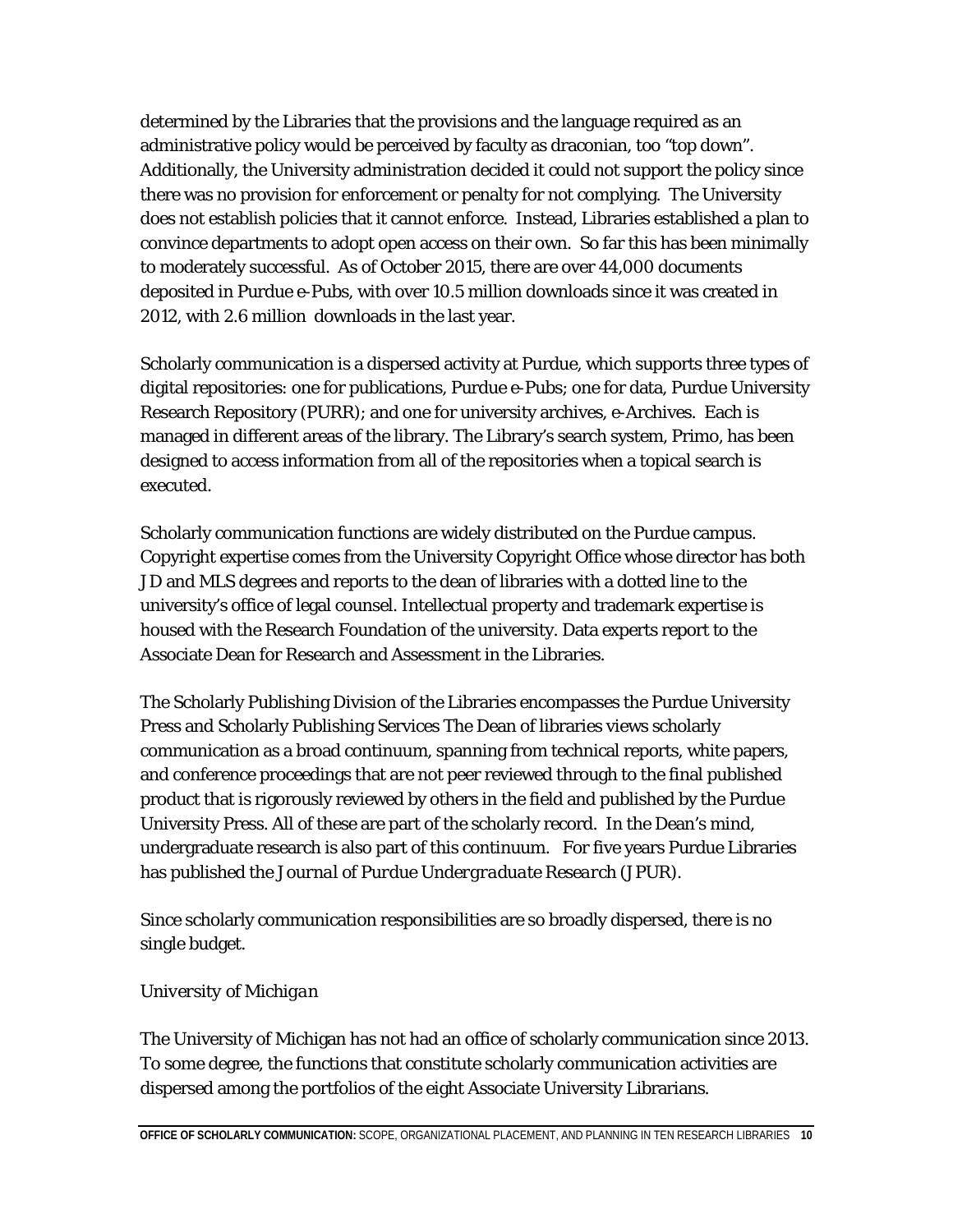determined by the Libraries that the provisions and the language required as an administrative policy would be perceived by faculty as draconian, too "top down". Additionally, the University administration decided it could not support the policy since there was no provision for enforcement or penalty for not complying. The University does not establish policies that it cannot enforce. Instead, Libraries established a plan to convince departments to adopt open access on their own. So far this has been minimally to moderately successful. As of October 2015, there are over 44,000 documents deposited in Purdue e-Pubs, with over 10.5 million downloads since it was created in 2012, with 2.6 million downloads in the last year.

Scholarly communication is a dispersed activity at Purdue, which supports three types of digital repositories: one for publications, Purdue e-Pubs; one for data, Purdue University Research Repository (PURR); and one for university archives, e-Archives. Each is managed in different areas of the library. The Library's search system, Primo, has been designed to access information from all of the repositories when a topical search is executed.

Scholarly communication functions are widely distributed on the Purdue campus. Copyright expertise comes from the University Copyright Office whose director has both JD and MLS degrees and reports to the dean of libraries with a dotted line to the university's office of legal counsel. Intellectual property and trademark expertise is housed with the Research Foundation of the university. Data experts report to the Associate Dean for Research and Assessment in the Libraries.

The Scholarly Publishing Division of the Libraries encompasses the Purdue University Press and Scholarly Publishing Services The Dean of libraries views scholarly communication as a broad continuum, spanning from technical reports, white papers, and conference proceedings that are not peer reviewed through to the final published product that is rigorously reviewed by others in the field and published by the Purdue University Press. All of these are part of the scholarly record. In the Dean's mind, undergraduate research is also part of this continuum. For five years Purdue Libraries has published the *Journal of Purdue Undergraduate Research* (JPUR).

Since scholarly communication responsibilities are so broadly dispersed, there is no single budget.

### *University of Michigan*

The University of Michigan has not had an office of scholarly communication since 2013. To some degree, the functions that constitute scholarly communication activities are dispersed among the portfolios of the eight Associate University Librarians.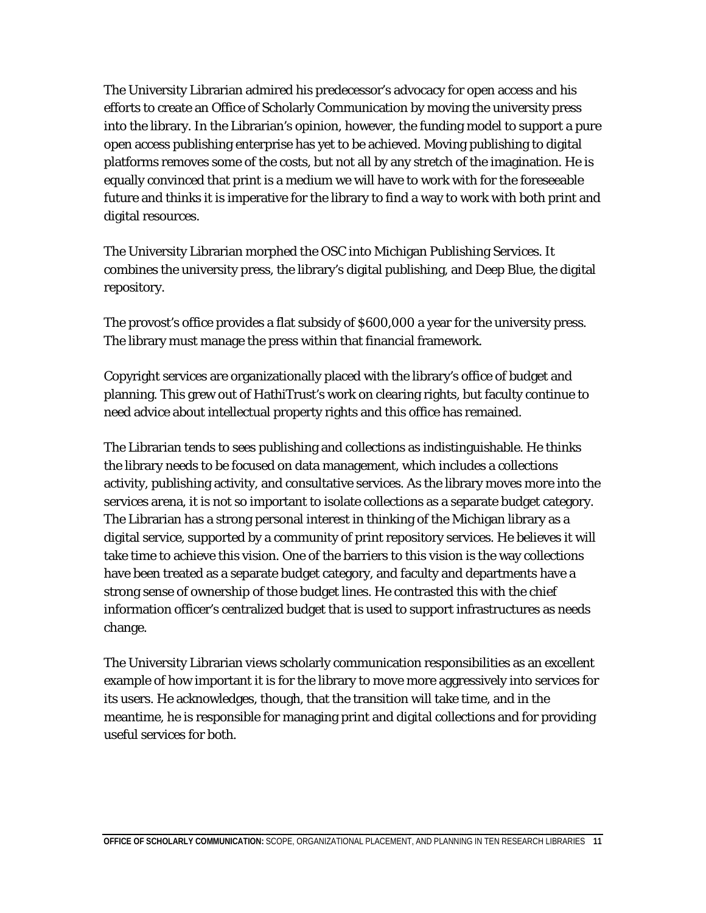The University Librarian admired his predecessor's advocacy for open access and his efforts to create an Office of Scholarly Communication by moving the university press into the library. In the Librarian's opinion, however, the funding model to support a pure open access publishing enterprise has yet to be achieved. Moving publishing to digital platforms removes some of the costs, but not all by any stretch of the imagination. He is equally convinced that print is a medium we will have to work with for the foreseeable future and thinks it is imperative for the library to find a way to work with both print and digital resources.

The University Librarian morphed the OSC into Michigan Publishing Services. It combines the university press, the library's digital publishing, and Deep Blue, the digital repository.

The provost's office provides a flat subsidy of $600,000 a year for the university press. The library must manage the press within that financial framework.

Copyright services are organizationally placed with the library's office of budget and planning. This grew out of HathiTrust's work on clearing rights, but faculty continue to need advice about intellectual property rights and this office has remained.

The Librarian tends to sees publishing and collections as indistinguishable. He thinks the library needs to be focused on data management, which includes a collections activity, publishing activity, and consultative services. As the library moves more into the services arena, it is not so important to isolate collections as a separate budget category. The Librarian has a strong personal interest in thinking of the Michigan library as a digital service, supported by a community of print repository services. He believes it will take time to achieve this vision. One of the barriers to this vision is the way collections have been treated as a separate budget category, and faculty and departments have a strong sense of ownership of those budget lines. He contrasted this with the chief information officer's centralized budget that is used to support infrastructures as needs change.

The University Librarian views scholarly communication responsibilities as an excellent example of how important it is for the library to move more aggressively into services for its users. He acknowledges, though, that the transition will take time, and in the meantime, he is responsible for managing print and digital collections and for providing useful services for both.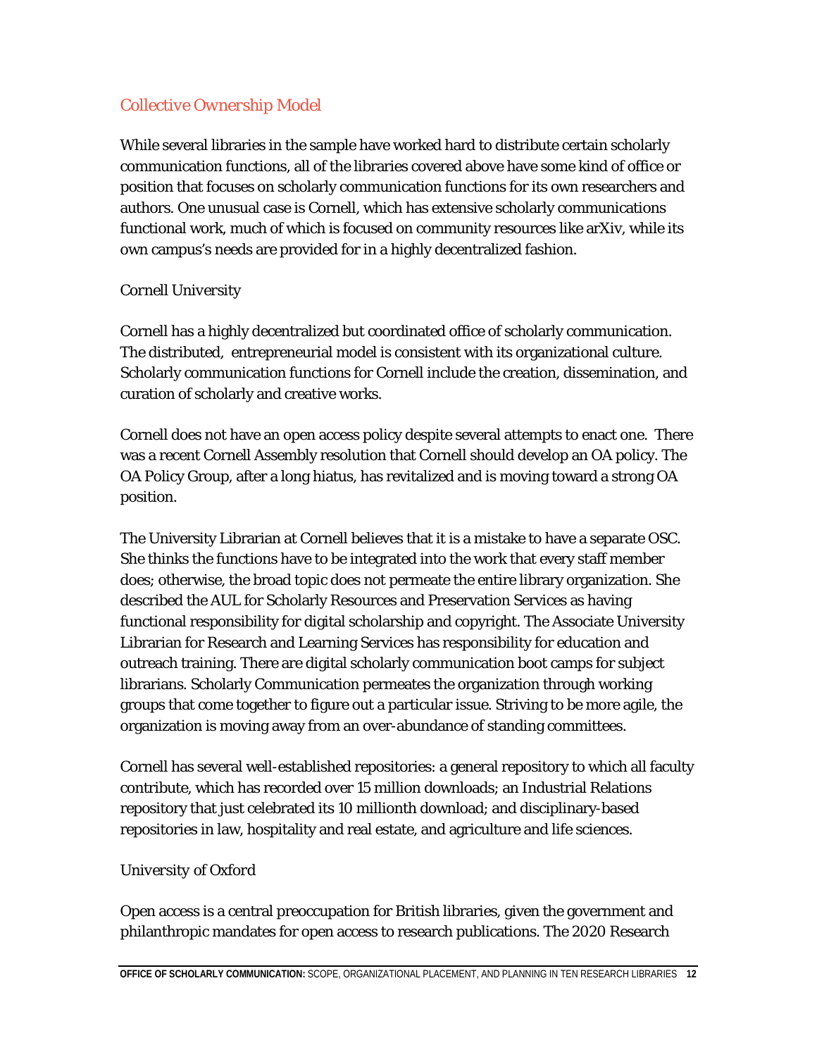## Collective Ownership Model

While several libraries in the sample have worked hard to distribute certain scholarly communication functions, all of the libraries covered above have some kind of office or position that focuses on scholarly communication functions for its own researchers and authors. One unusual case is Cornell, which has extensive scholarly communications functional work, much of which is focused on community resources like arXiv, while its own campus's needs are provided for in a highly decentralized fashion.

### Cornell University

Cornell has a highly decentralized but coordinated office of scholarly communication. The distributed, entrepreneurial model is consistent with its organizational culture. Scholarly communication functions for Cornell include the creation, dissemination, and curation of scholarly and creative works.

Cornell does not have an open access policy despite several attempts to enact one. There was a recent Cornell Assembly resolution that Cornell should develop an OA policy. The OA Policy Group, after a long hiatus, has revitalized and is moving toward a strong OA position.

The University Librarian at Cornell believes that it is a mistake to have a separate OSC. She thinks the functions have to be integrated into the work that every staff member does; otherwise, the broad topic does not permeate the entire library organization. She described the AUL for Scholarly Resources and Preservation Services as having functional responsibility for digital scholarship and copyright. The Associate University Librarian for Research and Learning Services has responsibility for education and outreach training. There are digital scholarly communication boot camps for subject librarians. Scholarly Communication permeates the organization through working groups that come together to figure out a particular issue. Striving to be more agile, the organization is moving away from an over-abundance of standing committees.

Cornell has several well-established repositories: a general repository to which all faculty contribute, which has recorded over 15 million downloads; an Industrial Relations repository that just celebrated its 10 millionth download; and disciplinary-based repositories in law, hospitality and real estate, and agriculture and life sciences.

### University of Oxford

Open access is a central preoccupation for British libraries, given the government and philanthropic mandates for open access to research publications. The 2020 Research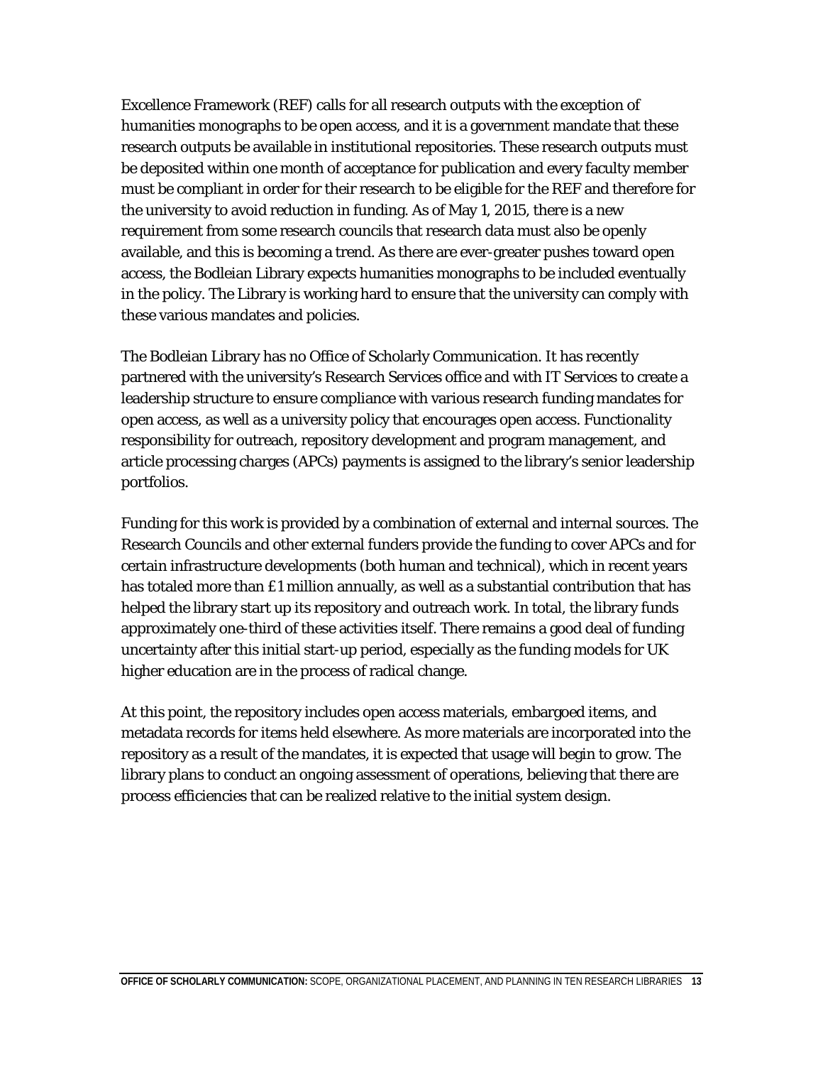Excellence Framework (REF) calls for all research outputs with the exception of humanities monographs to be open access, and it is a government mandate that these research outputs be available in institutional repositories. These research outputs must be deposited within one month of acceptance for publication and every faculty member must be compliant in order for their research to be eligible for the REF and therefore for the university to avoid reduction in funding. As of May 1, 2015, there is a new requirement from some research councils that research data must also be openly available, and this is becoming a trend. As there are ever-greater pushes toward open access, the Bodleian Library expects humanities monographs to be included eventually in the policy. The Library is working hard to ensure that the university can comply with these various mandates and policies.

The Bodleian Library has no Office of Scholarly Communication. It has recently partnered with the university's Research Services office and with IT Services to create a leadership structure to ensure compliance with various research funding mandates for open access, as well as a university policy that encourages open access. Functionality responsibility for outreach, repository development and program management, and article processing charges (APCs) payments is assigned to the library's senior leadership portfolios.

Funding for this work is provided by a combination of external and internal sources. The Research Councils and other external funders provide the funding to cover APCs and for certain infrastructure developments (both human and technical), which in recent years has totaled more than £1 million annually, as well as a substantial contribution that has helped the library start up its repository and outreach work. In total, the library funds approximately one-third of these activities itself. There remains a good deal of funding uncertainty after this initial start-up period, especially as the funding models for UK higher education are in the process of radical change.

At this point, the repository includes open access materials, embargoed items, and metadata records for items held elsewhere. As more materials are incorporated into the repository as a result of the mandates, it is expected that usage will begin to grow. The library plans to conduct an ongoing assessment of operations, believing that there are process efficiencies that can be realized relative to the initial system design.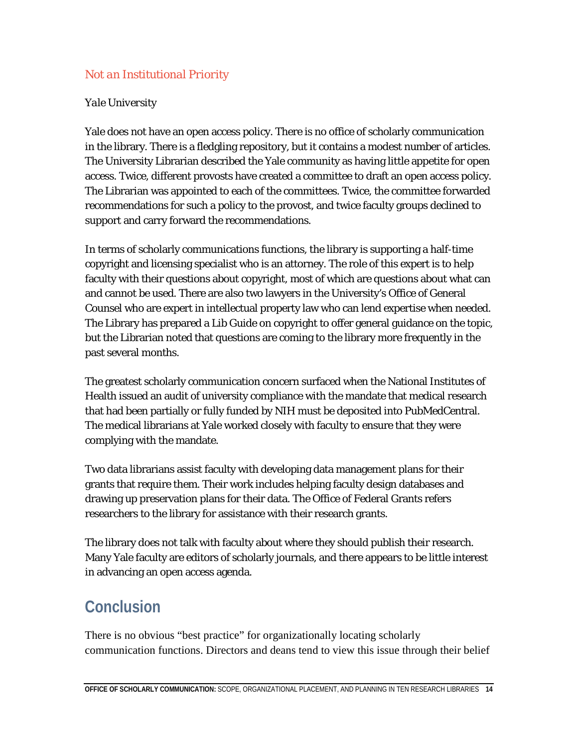### Not an Institutional Priority

*Yale University*

Yale does not have an open access policy. There is no office of scholarly communication in the library. There is a fledgling repository, but it contains a modest number of articles. The University Librarian described the Yale community as having little appetite for open access. Twice, different provosts have created a committee to draft an open access policy. The Librarian was appointed to each of the committees. Twice, the committee forwarded recommendations for such a policy to the provost, and twice faculty groups declined to support and carry forward the recommendations.

In terms of scholarly communications functions, the library is supporting a half-time copyright and licensing specialist who is an attorney. The role of this expert is to help faculty with their questions about copyright, most of which are questions about what can and cannot be used. There are also two lawyers in the University's Office of General Counsel who are expert in intellectual property law who can lend expertise when needed. The Library has prepared a Lib Guide on copyright to offer general guidance on the topic, but the Librarian noted that questions are coming to the library more frequently in the past several months.

The greatest scholarly communication concern surfaced when the National Institutes of Health issued an audit of university compliance with the mandate that medical research that had been partially or fully funded by NIH must be deposited into PubMedCentral. The medical librarians at Yale worked closely with faculty to ensure that they were complying with the mandate.

Two data librarians assist faculty with developing data management plans for their grants that require them. Their work includes helping faculty design databases and drawing up preservation plans for their data. The Office of Federal Grants refers researchers to the library for assistance with their research grants.

The library does not talk with faculty about where they should publish their research. Many Yale faculty are editors of scholarly journals, and there appears to be little interest in advancing an open access agenda.

## Conclusion

There is no obvious "best practice" for organizationally locating scholarly communication functions. Directors and deans tend to view this issue through their belief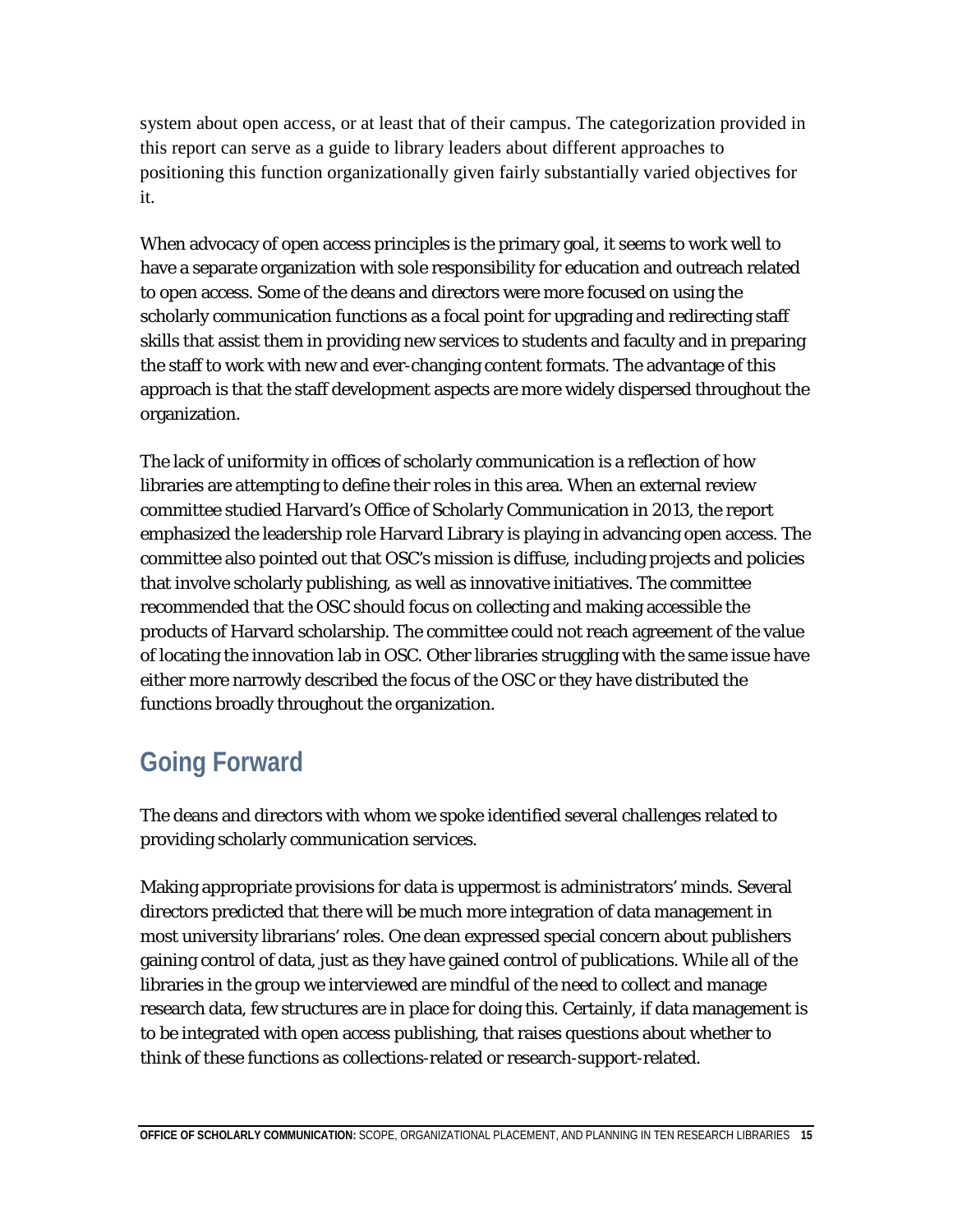system about open access, or at least that of their campus. The categorization provided in this report can serve as a guide to library leaders about different approaches to positioning this function organizationally given fairly substantially varied objectives for it.

When advocacy of open access principles is the primary goal, it seems to work well to have a separate organization with sole responsibility for education and outreach related to open access. Some of the deans and directors were more focused on using the scholarly communication functions as a focal point for upgrading and redirecting staff skills that assist them in providing new services to students and faculty and in preparing the staff to work with new and ever-changing content formats. The advantage of this approach is that the staff development aspects are more widely dispersed throughout the organization.

The lack of uniformity in offices of scholarly communication is a reflection of how libraries are attempting to define their roles in this area. When an external review committee studied Harvard's Office of Scholarly Communication in 2013, the report emphasized the leadership role Harvard Library is playing in advancing open access. The committee also pointed out that OSC's mission is diffuse, including projects and policies that involve scholarly publishing, as well as innovative initiatives. The committee recommended that the OSC should focus on collecting and making accessible the products of Harvard scholarship. The committee could not reach agreement of the value of locating the innovation lab in OSC. Other libraries struggling with the same issue have either more narrowly described the focus of the OSC or they have distributed the functions broadly throughout the organization.

## Going Forward

The deans and directors with whom we spoke identified several challenges related to providing scholarly communication services.

Making appropriate provisions for data is uppermost is administrators' minds. Several directors predicted that there will be much more integration of data management in most university librarians' roles. One dean expressed special concern about publishers gaining control of data, just as they have gained control of publications. While all of the libraries in the group we interviewed are mindful of the need to collect and manage research data, few structures are in place for doing this. Certainly, if data management is to be integrated with open access publishing, that raises questions about whether to think of these functions as collections-related or research-support-related.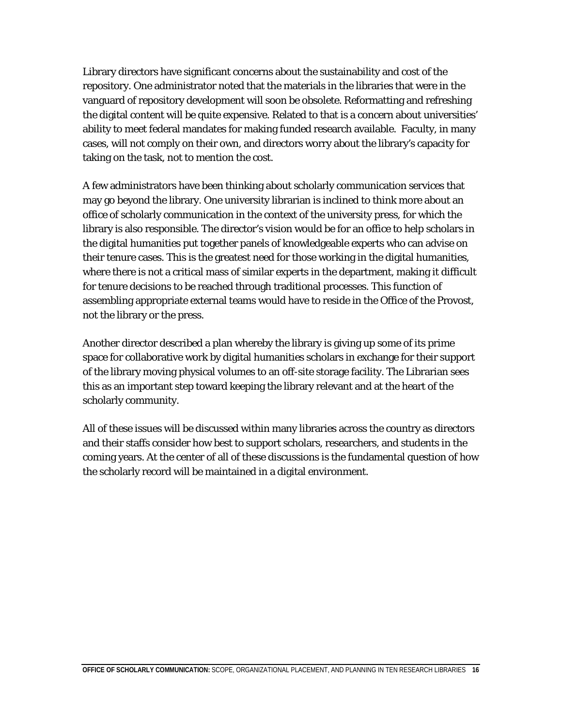Library directors have significant concerns about the sustainability and cost of the repository. One administrator noted that the materials in the libraries that were in the vanguard of repository development will soon be obsolete. Reformatting and refreshing the digital content will be quite expensive. Related to that is a concern about universities' ability to meet federal mandates for making funded research available. Faculty, in many cases, will not comply on their own, and directors worry about the library's capacity for taking on the task, not to mention the cost.

A few administrators have been thinking about scholarly communication services that may go beyond the library. One university librarian is inclined to think more about an office of scholarly communication in the context of the university press, for which the library is also responsible. The director's vision would be for an office to help scholars in the digital humanities put together panels of knowledgeable experts who can advise on their tenure cases. This is the greatest need for those working in the digital humanities, where there is not a critical mass of similar experts in the department, making it difficult for tenure decisions to be reached through traditional processes. This function of assembling appropriate external teams would have to reside in the Office of the Provost, not the library or the press.

Another director described a plan whereby the library is giving up some of its prime space for collaborative work by digital humanities scholars in exchange for their support of the library moving physical volumes to an off-site storage facility. The Librarian sees this as an important step toward keeping the library relevant and at the heart of the scholarly community.

All of these issues will be discussed within many libraries across the country as directors and their staffs consider how best to support scholars, researchers, and students in the coming years. At the center of all of these discussions is the fundamental question of how the scholarly record will be maintained in a digital environment.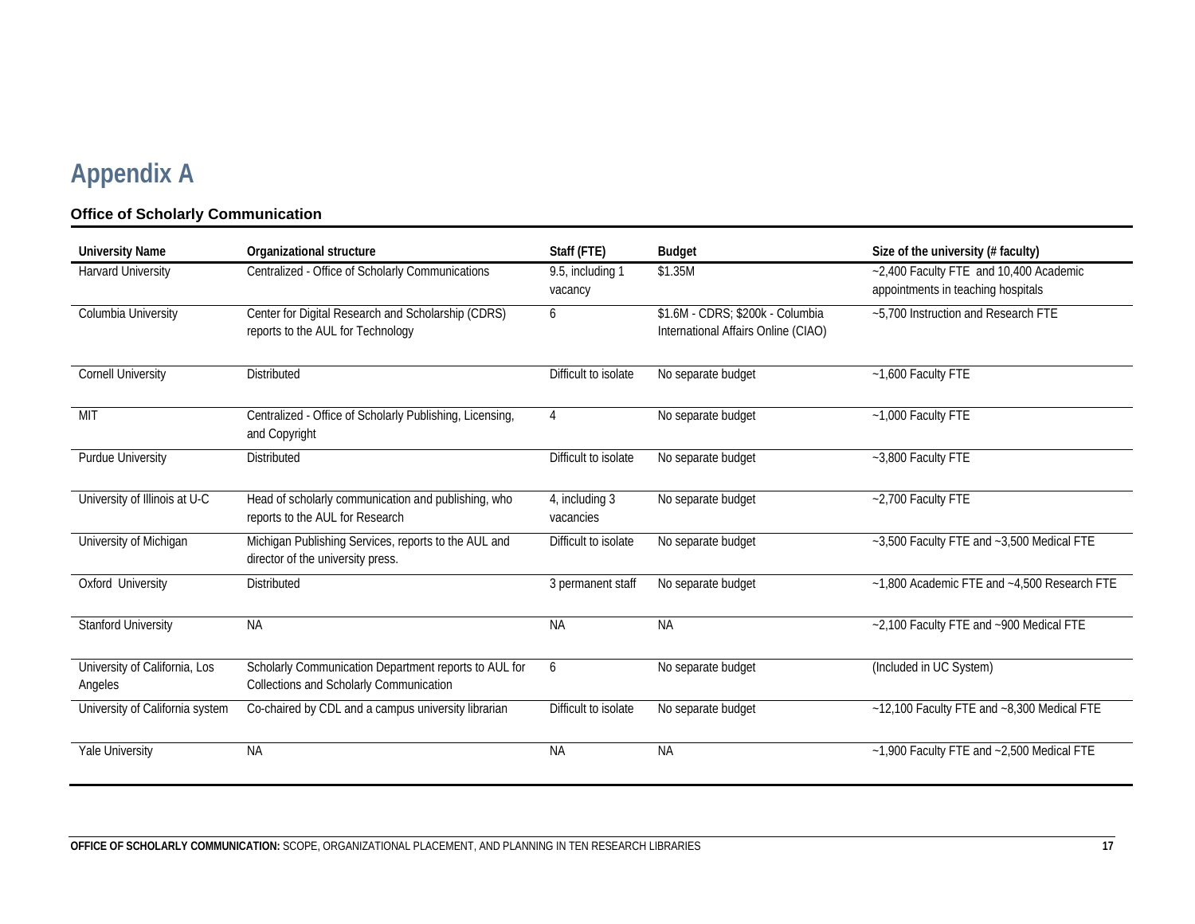# Appendix A

### Office of Scholarly Communication

| University Name | Organizational structure | Staff (FTE) | Budget | Size of the university (# faculty) |
|---|---|---|---|---|
| Harvard University | Centralized - Office of Scholarly Communications | 9.5, including 1 vacancy | $1.35M | ~2,400 Faculty FTE and 10,400 Academic appointments in teaching hospitals |
| Columbia University | Center for Digital Research and Scholarship (CDRS) reports to the AUL for Technology | 6 | $1.6M - CDRS; $200k - Columbia International Affairs Online (CIAO) | ~5,700 Instruction and Research FTE |
| Cornell University | Distributed | Difficult to isolate | No separate budget | ~1,600 Faculty FTE |
| MIT | Centralized - Office of Scholarly Publishing, Licensing, and Copyright | 4 | No separate budget | ~1,000 Faculty FTE |
| Purdue University | Distributed | Difficult to isolate | No separate budget | ~3,800 Faculty FTE |
| University of Illinois at U-C | Head of scholarly communication and publishing, who reports to the AUL for Research | 4, including 3 vacancies | No separate budget | ~2,700 Faculty FTE |
| University of Michigan | Michigan Publishing Services, reports to the AUL and director of the university press. | Difficult to isolate | No separate budget | ~3,500 Faculty FTE and ~3,500 Medical FTE |
| Oxford University | Distributed | 3 permanent staff | No separate budget | ~1,800 Academic FTE and ~4,500 Research FTE |
| Stanford University | NA | NA | NA | ~2,100 Faculty FTE and ~900 Medical FTE |
| University of California, Los Angeles | Scholarly Communication Department reports to AUL for Collections and Scholarly Communication | 6 | No separate budget | (Included in UC System) |
| University of California system | Co-chaired by CDL and a campus university librarian | Difficult to isolate | No separate budget | ~12,100 Faculty FTE and ~8,300 Medical FTE |
| Yale University | NA | NA | NA | ~1,900 Faculty FTE and ~2,500 Medical FTE |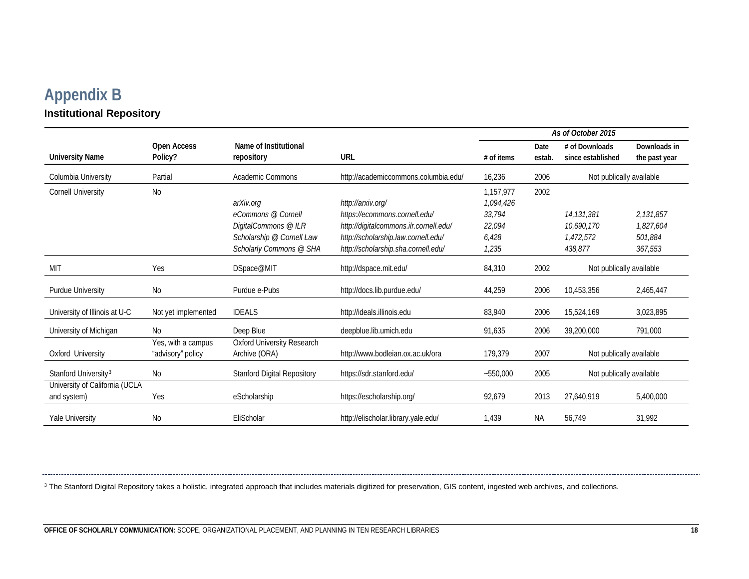# Appendix B

## Institutional Repository

| University Name | Open Access Policy? | Name of Institutional repository | URL | As of October 2015 | | | |
|---|---|---|---|---|---|---|---|
| | | | | # of items | Date estab. | # of Downloads since established | Downloads in the past year |
| Columbia University | Partial | Academic Commons | http://academiccommons.columbia.edu/ | 16,236 | 2006 | Not publically available | |
| Cornell University | No | | | 1,157,977 | 2002 | | |
| | | *arXiv.org* | *http://arxiv.org/* | *1,094,426* | | | |
| | | *eCommons @ Cornell* | *https://ecommons.cornell.edu/* | *33,794* | | *14,131,381* | *2,131,857* |
| | | *DigitalCommons @ ILR* | *http://digitalcommons.ilr.cornell.edu/* | *22,094* | | *10,690,170* | *1,827,604* |
| | | *Scholarship @ Cornell Law* | *http://scholarship.law.cornell.edu/* | *6,428* | | *1,472,572* | *501,884* |
| | | *Scholarly Commons @ SHA* | *http://scholarship.sha.cornell.edu/* | *1,235* | | *438,877* | *367,553* |
| MIT | Yes | DSpace@MIT | http://dspace.mit.edu/ | 84,310 | 2002 | Not publically available | |
| Purdue University | No | Purdue e-Pubs | http://docs.lib.purdue.edu/ | 44,259 | 2006 | 10,453,356 | 2,465,447 |
| University of Illinois at U-C | Not yet implemented | IDEALS | http://ideals.illinois.edu | 83,940 | 2006 | 15,524,169 | 3,023,895 |
| University of Michigan | No | Deep Blue | deepblue.lib.umich.edu | 91,635 | 2006 | 39,200,000 | 791,000 |
| Oxford University | Yes, with a campus "advisory" policy | Oxford University Research Archive (ORA) | http://www.bodleian.ox.ac.uk/ora | 179,379 | 2007 | Not publically available | |
| Stanford University[3] | No | Stanford Digital Repository | https://sdr.stanford.edu/ | ~550,000 | 2005 | Not publically available | |
| University of California (UCLA and system) | Yes | eScholarship | https://escholarship.org/ | 92,679 | 2013 | 27,640,919 | 5,400,000 |
| Yale University | No | EliScholar | http://elischolar.library.yale.edu/ | 1,439 | NA | 56,749 | 31,992 |

[3] The Stanford Digital Repository takes a holistic, integrated approach that includes materials digitized for preservation, GIS content, ingested web archives, and collections.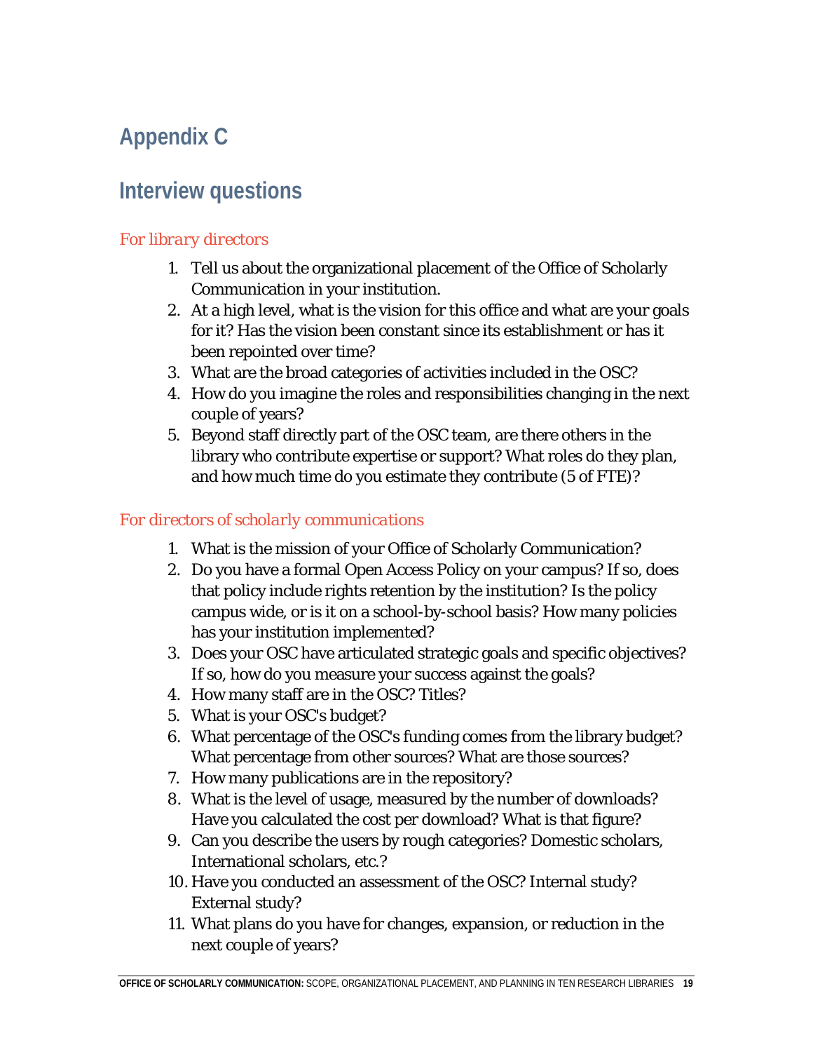# Appendix C

# Interview questions

### *For library directors*

1. Tell us about the organizational placement of the Office of Scholarly Communication in your institution.
2. At a high level, what is the vision for this office and what are your goals for it? Has the vision been constant since its establishment or has it been repointed over time?
3. What are the broad categories of activities included in the OSC?
4. How do you imagine the roles and responsibilities changing in the next couple of years?
5. Beyond staff directly part of the OSC team, are there others in the library who contribute expertise or support? What roles do they plan, and how much time do you estimate they contribute (5 of FTE)?

### *For directors of scholarly communications*

1. What is the mission of your Office of Scholarly Communication?
2. Do you have a formal Open Access Policy on your campus? If so, does that policy include rights retention by the institution? Is the policy campus wide, or is it on a school-by-school basis? How many policies has your institution implemented?
3. Does your OSC have articulated strategic goals and specific objectives? If so, how do you measure your success against the goals?
4. How many staff are in the OSC? Titles?
5. What is your OSC's budget?
6. What percentage of the OSC's funding comes from the library budget? What percentage from other sources? What are those sources?
7. How many publications are in the repository?
8. What is the level of usage, measured by the number of downloads? Have you calculated the cost per download? What is that figure?
9. Can you describe the users by rough categories? Domestic scholars, International scholars, etc.?
10. Have you conducted an assessment of the OSC? Internal study? External study?
11. What plans do you have for changes, expansion, or reduction in the next couple of years?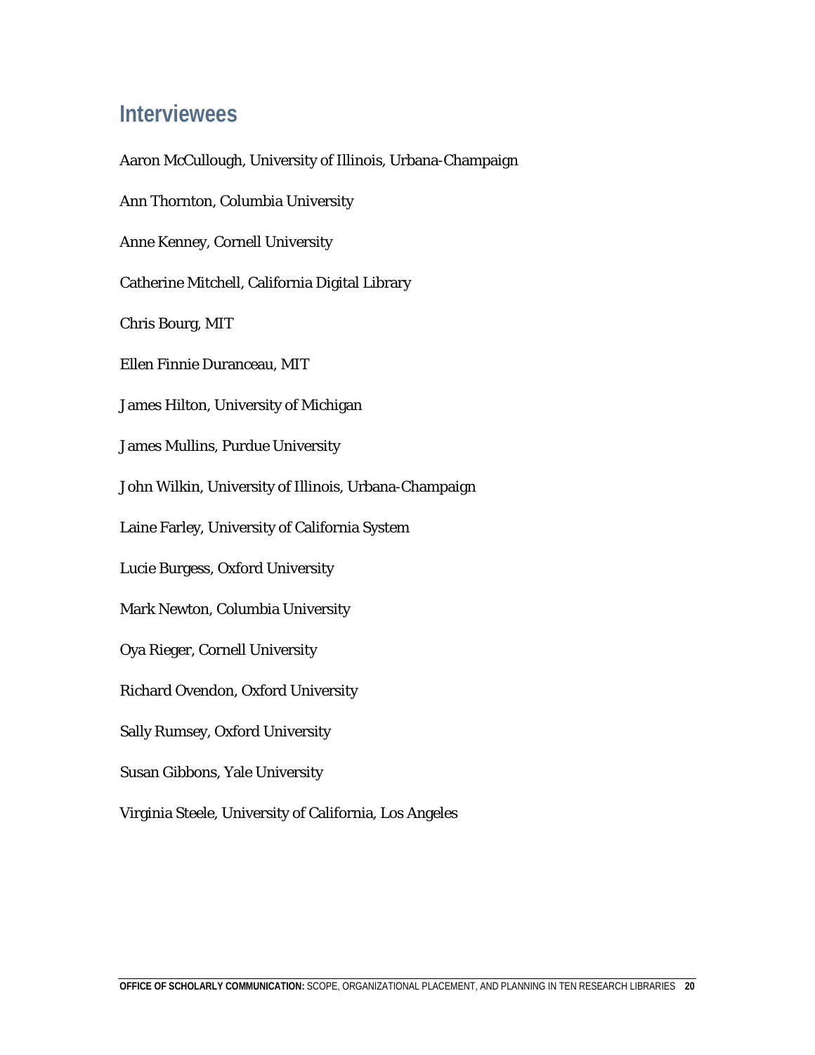## Interviewees

Aaron McCullough, University of Illinois, Urbana-Champaign

Ann Thornton, Columbia University

Anne Kenney, Cornell University

Catherine Mitchell, California Digital Library

Chris Bourg, MIT

Ellen Finnie Duranceau, MIT

James Hilton, University of Michigan

James Mullins, Purdue University

John Wilkin, University of Illinois, Urbana-Champaign

Laine Farley, University of California System

Lucie Burgess, Oxford University

Mark Newton, Columbia University

Oya Rieger, Cornell University

Richard Ovendon, Oxford University

Sally Rumsey, Oxford University

Susan Gibbons, Yale University

Virginia Steele, University of California, Los Angeles